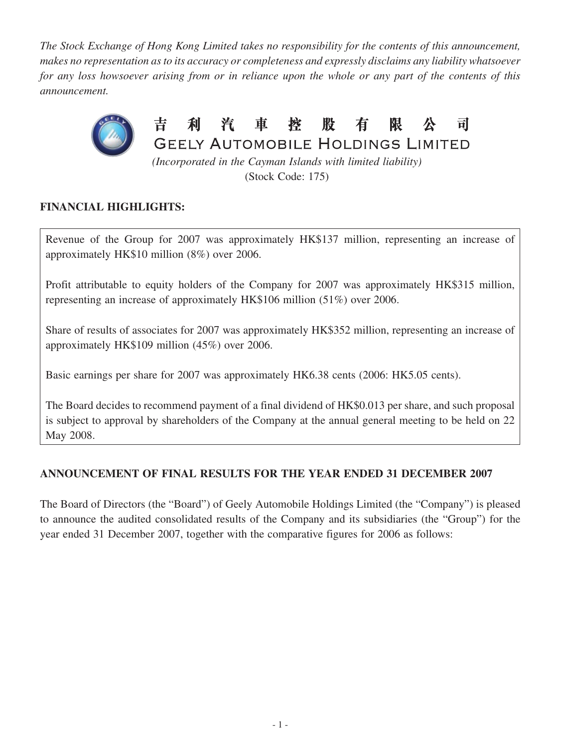*The Stock Exchange of Hong Kong Limited takes no responsibility for the contents of this announcement, makes no representation as to its accuracy or completeness and expressly disclaims any liability whatsoever for any loss howsoever arising from or in reliance upon the whole or any part of the contents of this announcement.*

# 吉利汽車控股有限公司
# GEELY AUTOMOBILE HOLDINGS LIMITED

*(Incorporated in the Cayman Islands with limited liability)*
(Stock Code: 175)

## FINANCIAL HIGHLIGHTS:

Revenue of the Group for 2007 was approximately HK$137 million, representing an increase of approximately HK$10 million (8%) over 2006.

Profit attributable to equity holders of the Company for 2007 was approximately HK$315 million, representing an increase of approximately HK$106 million (51%) over 2006.

Share of results of associates for 2007 was approximately HK$352 million, representing an increase of approximately HK$109 million (45%) over 2006.

Basic earnings per share for 2007 was approximately HK6.38 cents (2006: HK5.05 cents).

The Board decides to recommend payment of a final dividend of HK$0.013 per share, and such proposal is subject to approval by shareholders of the Company at the annual general meeting to be held on 22 May 2008.

## ANNOUNCEMENT OF FINAL RESULTS FOR THE YEAR ENDED 31 DECEMBER 2007

The Board of Directors (the "Board") of Geely Automobile Holdings Limited (the "Company") is pleased to announce the audited consolidated results of the Company and its subsidiaries (the "Group") for the year ended 31 December 2007, together with the comparative figures for 2006 as follows: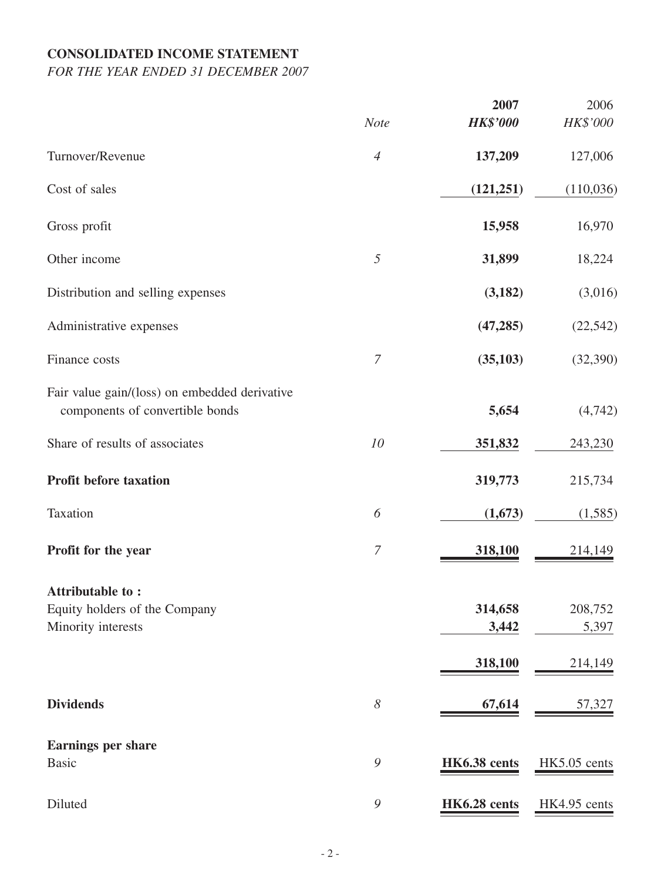## CONSOLIDATED INCOME STATEMENT

*FOR THE YEAR ENDED 31 DECEMBER 2007*

| | *Note* | **2007** ***HK$'000*** | 2006 *HK$'000* |
|---|---|---|---|
| Turnover/Revenue | *4* | **137,209** | 127,006 |
| Cost of sales | | **(121,251)** | (110,036) |
| Gross profit | | **15,958** | 16,970 |
| Other income | *5* | **31,899** | 18,224 |
| Distribution and selling expenses | | **(3,182)** | (3,016) |
| Administrative expenses | | **(47,285)** | (22,542) |
| Finance costs | *7* | **(35,103)** | (32,390) |
| Fair value gain/(loss) on embedded derivative components of convertible bonds | | **5,654** | (4,742) |
| Share of results of associates | *10* | **351,832** | 243,230 |
| **Profit before taxation** | | **319,773** | 215,734 |
| Taxation | *6* | **(1,673)** | (1,585) |
| **Profit for the year** | *7* | **318,100** | 214,149 |
| **Attributable to :** | | | |
| Equity holders of the Company | | **314,658** | 208,752 |
| Minority interests | | **3,442** | 5,397 |
| | | **318,100** | 214,149 |
| **Dividends** | *8* | **67,614** | 57,327 |
| **Earnings per share** | | | |
| Basic | *9* | **HK6.38 cents** | HK5.05 cents |
| Diluted | *9* | **HK6.28 cents** | HK4.95 cents |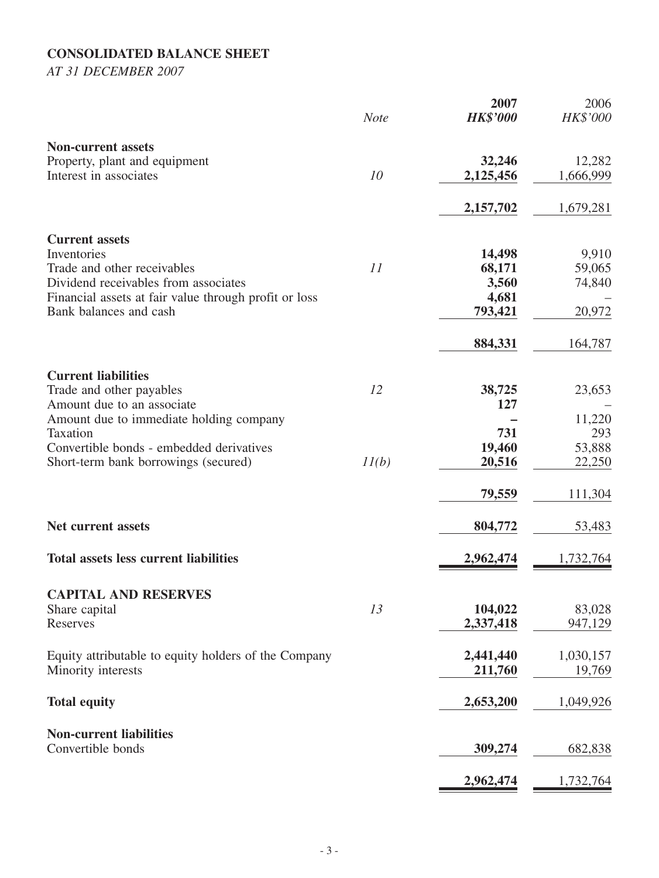**CONSOLIDATED BALANCE SHEET**

*AT 31 DECEMBER 2007*

| | *Note* | **2007** **HK$'000** | 2006 HK$'000 |
|---|---|---|---|
| **Non-current assets** | | | |
| Property, plant and equipment | | **32,246** | 12,282 |
| Interest in associates | *10* | **2,125,456** | 1,666,999 |
| | | **2,157,702** | 1,679,281 |
| **Current assets** | | | |
| Inventories | | **14,498** | 9,910 |
| Trade and other receivables | *11* | **68,171** | 59,065 |
| Dividend receivables from associates | | **3,560** | 74,840 |
| Financial assets at fair value through profit or loss | | **4,681** | – |
| Bank balances and cash | | **793,421** | 20,972 |
| | | **884,331** | 164,787 |
| **Current liabilities** | | | |
| Trade and other payables | *12* | **38,725** | 23,653 |
| Amount due to an associate | | **127** | – |
| Amount due to immediate holding company | | **–** | 11,220 |
| Taxation | | **731** | 293 |
| Convertible bonds - embedded derivatives | | **19,460** | 53,888 |
| Short-term bank borrowings (secured) | *11(b)* | **20,516** | 22,250 |
| | | **79,559** | 111,304 |
| **Net current assets** | | **804,772** | 53,483 |
| **Total assets less current liabilities** | | **2,962,474** | 1,732,764 |
| **CAPITAL AND RESERVES** | | | |
| Share capital | *13* | **104,022** | 83,028 |
| Reserves | | **2,337,418** | 947,129 |
| Equity attributable to equity holders of the Company | | **2,441,440** | 1,030,157 |
| Minority interests | | **211,760** | 19,769 |
| **Total equity** | | **2,653,200** | 1,049,926 |
| **Non-current liabilities** | | | |
| Convertible bonds | | **309,274** | 682,838 |
| | | **2,962,474** | 1,732,764 |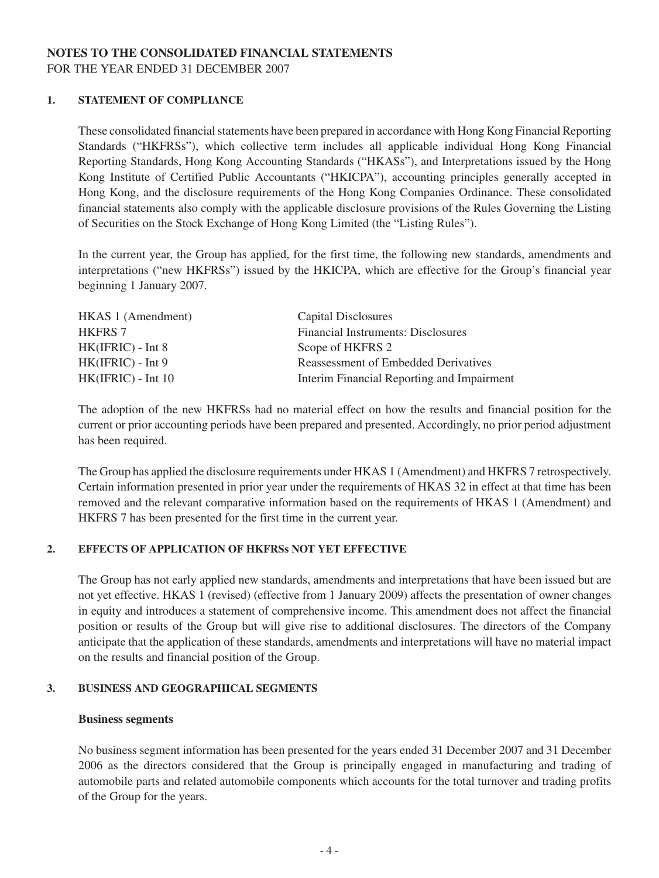## NOTES TO THE CONSOLIDATED FINANCIAL STATEMENTS

FOR THE YEAR ENDED 31 DECEMBER 2007

### 1. STATEMENT OF COMPLIANCE

These consolidated financial statements have been prepared in accordance with Hong Kong Financial Reporting Standards ("HKFRSs"), which collective term includes all applicable individual Hong Kong Financial Reporting Standards, Hong Kong Accounting Standards ("HKASs"), and Interpretations issued by the Hong Kong Institute of Certified Public Accountants ("HKICPA"), accounting principles generally accepted in Hong Kong, and the disclosure requirements of the Hong Kong Companies Ordinance. These consolidated financial statements also comply with the applicable disclosure provisions of the Rules Governing the Listing of Securities on the Stock Exchange of Hong Kong Limited (the "Listing Rules").

In the current year, the Group has applied, for the first time, the following new standards, amendments and interpretations ("new HKFRSs") issued by the HKICPA, which are effective for the Group's financial year beginning 1 January 2007.

| | |
|---|---|
| HKAS 1 (Amendment) | Capital Disclosures |
| HKFRS 7 | Financial Instruments: Disclosures |
| HK(IFRIC) - Int 8 | Scope of HKFRS 2 |
| HK(IFRIC) - Int 9 | Reassessment of Embedded Derivatives |
| HK(IFRIC) - Int 10 | Interim Financial Reporting and Impairment |

The adoption of the new HKFRSs had no material effect on how the results and financial position for the current or prior accounting periods have been prepared and presented. Accordingly, no prior period adjustment has been required.

The Group has applied the disclosure requirements under HKAS 1 (Amendment) and HKFRS 7 retrospectively. Certain information presented in prior year under the requirements of HKAS 32 in effect at that time has been removed and the relevant comparative information based on the requirements of HKAS 1 (Amendment) and HKFRS 7 has been presented for the first time in the current year.

### 2. EFFECTS OF APPLICATION OF HKFRSs NOT YET EFFECTIVE

The Group has not early applied new standards, amendments and interpretations that have been issued but are not yet effective. HKAS 1 (revised) (effective from 1 January 2009) affects the presentation of owner changes in equity and introduces a statement of comprehensive income. This amendment does not affect the financial position or results of the Group but will give rise to additional disclosures. The directors of the Company anticipate that the application of these standards, amendments and interpretations will have no material impact on the results and financial position of the Group.

### 3. BUSINESS AND GEOGRAPHICAL SEGMENTS

**Business segments**

No business segment information has been presented for the years ended 31 December 2007 and 31 December 2006 as the directors considered that the Group is principally engaged in manufacturing and trading of automobile parts and related automobile components which accounts for the total turnover and trading profits of the Group for the years.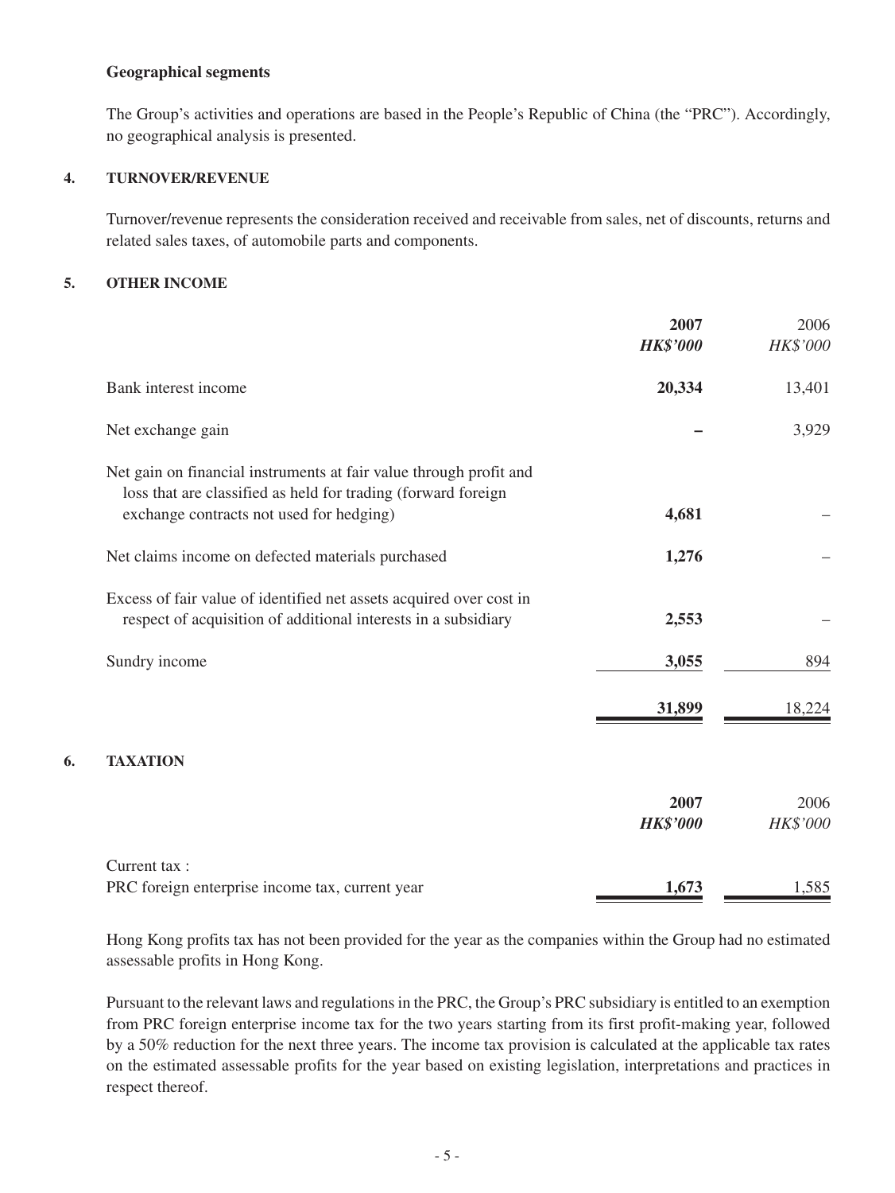**Geographical segments**

The Group's activities and operations are based in the People's Republic of China (the "PRC"). Accordingly, no geographical analysis is presented.

## 4. TURNOVER/REVENUE

Turnover/revenue represents the consideration received and receivable from sales, net of discounts, returns and related sales taxes, of automobile parts and components.

## 5. OTHER INCOME

| | **2007** | 2006 |
|---|---|---|
| | ***HK$'000*** | *HK$'000* |
| Bank interest income | **20,334** | 13,401 |
| Net exchange gain | **–** | 3,929 |
| Net gain on financial instruments at fair value through profit and loss that are classified as held for trading (forward foreign exchange contracts not used for hedging) | **4,681** | – |
| Net claims income on defected materials purchased | **1,276** | – |
| Excess of fair value of identified net assets acquired over cost in respect of acquisition of additional interests in a subsidiary | **2,553** | – |
| Sundry income | **3,055** | 894 |
| | **31,899** | 18,224 |

## 6. TAXATION

| | **2007** | 2006 |
|---|---|---|
| | ***HK$'000*** | *HK$'000* |
| Current tax : | | |
| PRC foreign enterprise income tax, current year | **1,673** | 1,585 |

Hong Kong profits tax has not been provided for the year as the companies within the Group had no estimated assessable profits in Hong Kong.

Pursuant to the relevant laws and regulations in the PRC, the Group's PRC subsidiary is entitled to an exemption from PRC foreign enterprise income tax for the two years starting from its first profit-making year, followed by a 50% reduction for the next three years. The income tax provision is calculated at the applicable tax rates on the estimated assessable profits for the year based on existing legislation, interpretations and practices in respect thereof.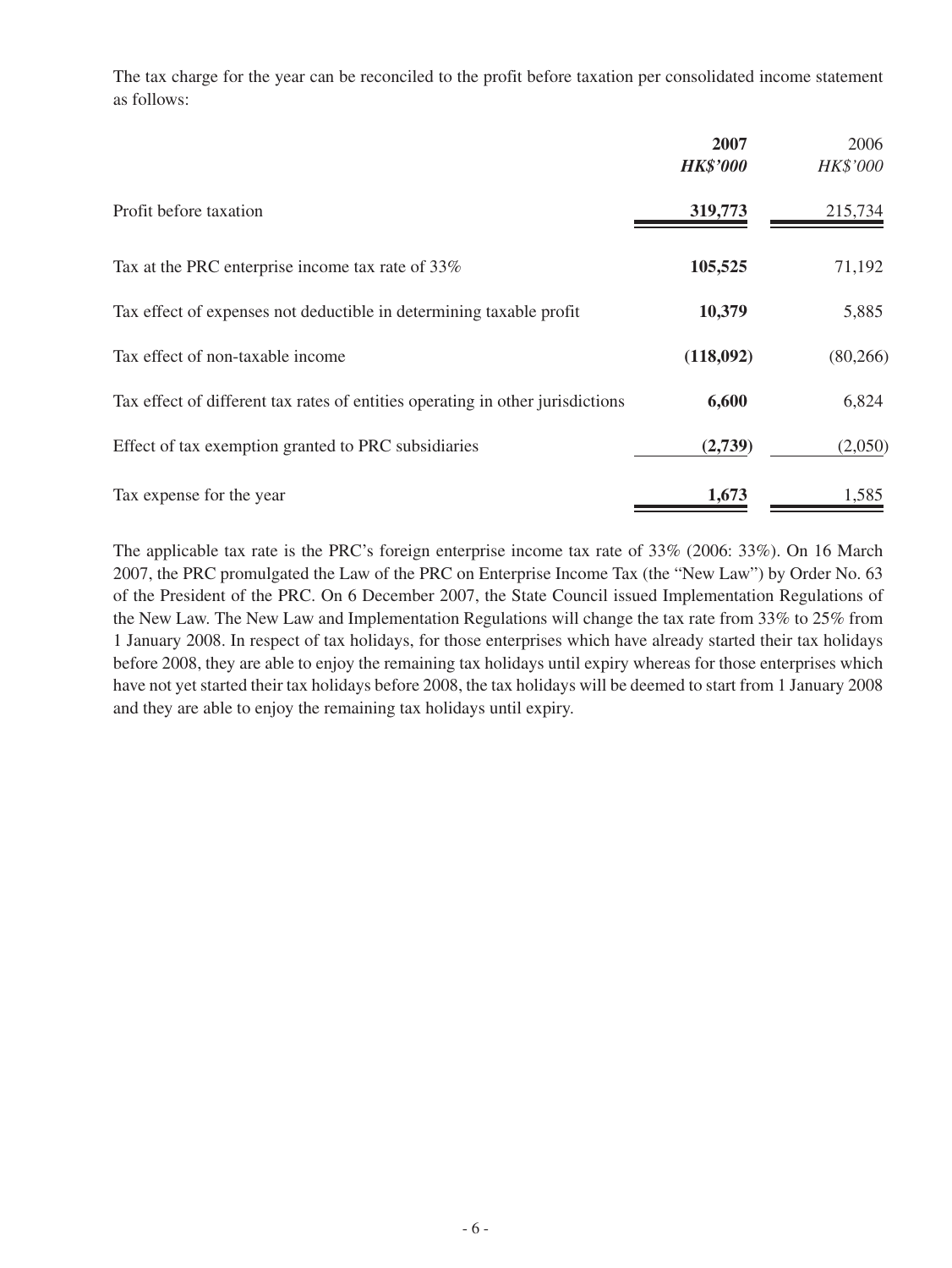The tax charge for the year can be reconciled to the profit before taxation per consolidated income statement as follows:

| | **2007** | 2006 |
|---|---|---|
| | ***HK$'000*** | *HK$'000* |
| Profit before taxation | **319,773** | 215,734 |
| Tax at the PRC enterprise income tax rate of 33% | **105,525** | 71,192 |
| Tax effect of expenses not deductible in determining taxable profit | **10,379** | 5,885 |
| Tax effect of non-taxable income | **(118,092)** | (80,266) |
| Tax effect of different tax rates of entities operating in other jurisdictions | **6,600** | 6,824 |
| Effect of tax exemption granted to PRC subsidiaries | **(2,739)** | (2,050) |
| Tax expense for the year | **1,673** | 1,585 |

The applicable tax rate is the PRC's foreign enterprise income tax rate of 33% (2006: 33%). On 16 March 2007, the PRC promulgated the Law of the PRC on Enterprise Income Tax (the "New Law") by Order No. 63 of the President of the PRC. On 6 December 2007, the State Council issued Implementation Regulations of the New Law. The New Law and Implementation Regulations will change the tax rate from 33% to 25% from 1 January 2008. In respect of tax holidays, for those enterprises which have already started their tax holidays before 2008, they are able to enjoy the remaining tax holidays until expiry whereas for those enterprises which have not yet started their tax holidays before 2008, the tax holidays will be deemed to start from 1 January 2008 and they are able to enjoy the remaining tax holidays until expiry.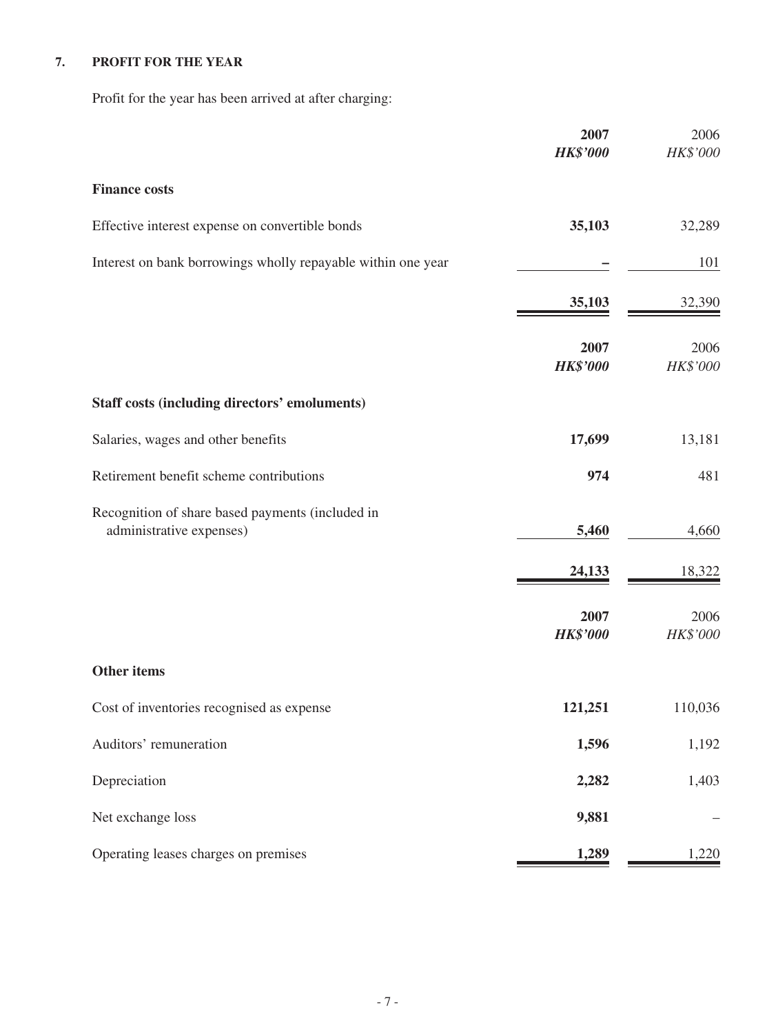### 7. PROFIT FOR THE YEAR

Profit for the year has been arrived at after charging:

| | **2007** | 2006 |
|---|---|---|
| | ***HK$'000*** | *HK$'000* |
| **Finance costs** | | |
| Effective interest expense on convertible bonds | **35,103** | 32,289 |
| Interest on bank borrowings wholly repayable within one year | **–** | 101 |
| | **35,103** | 32,390 |

| | **2007** | 2006 |
|---|---|---|
| | ***HK$'000*** | *HK$'000* |
| **Staff costs (including directors' emoluments)** | | |
| Salaries, wages and other benefits | **17,699** | 13,181 |
| Retirement benefit scheme contributions | **974** | 481 |
| Recognition of share based payments (included in administrative expenses) | **5,460** | 4,660 |
| | **24,133** | 18,322 |

| | **2007** | 2006 |
|---|---|---|
| | ***HK$'000*** | *HK$'000* |
| **Other items** | | |
| Cost of inventories recognised as expense | **121,251** | 110,036 |
| Auditors' remuneration | **1,596** | 1,192 |
| Depreciation | **2,282** | 1,403 |
| Net exchange loss | **9,881** | – |
| Operating leases charges on premises | **1,289** | 1,220 |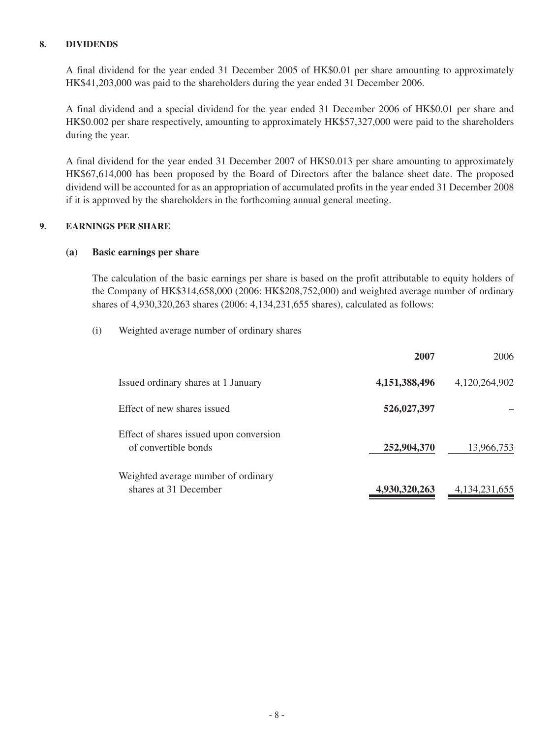## 8. DIVIDENDS

A final dividend for the year ended 31 December 2005 of HK$0.01 per share amounting to approximately HK$41,203,000 was paid to the shareholders during the year ended 31 December 2006.

A final dividend and a special dividend for the year ended 31 December 2006 of HK$0.01 per share and HK$0.002 per share respectively, amounting to approximately HK$57,327,000 were paid to the shareholders during the year.

A final dividend for the year ended 31 December 2007 of HK$0.013 per share amounting to approximately HK$67,614,000 has been proposed by the Board of Directors after the balance sheet date. The proposed dividend will be accounted for as an appropriation of accumulated profits in the year ended 31 December 2008 if it is approved by the shareholders in the forthcoming annual general meeting.

## 9. EARNINGS PER SHARE

### (a) Basic earnings per share

The calculation of the basic earnings per share is based on the profit attributable to equity holders of the Company of HK$314,658,000 (2006: HK$208,752,000) and weighted average number of ordinary shares of 4,930,320,263 shares (2006: 4,134,231,655 shares), calculated as follows:

(i) Weighted average number of ordinary shares

| | **2007** | 2006 |
|---|---|---|
| Issued ordinary shares at 1 January | **4,151,388,496** | 4,120,264,902 |
| Effect of new shares issued | **526,027,397** | – |
| Effect of shares issued upon conversion of convertible bonds | **252,904,370** | 13,966,753 |
| Weighted average number of ordinary shares at 31 December | **4,930,320,263** | 4,134,231,655 |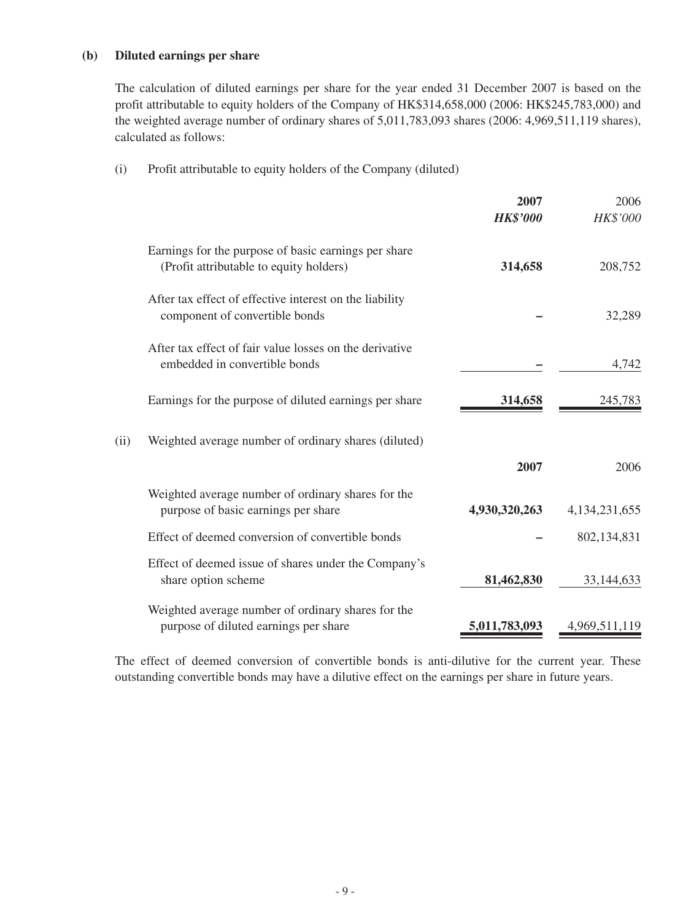**(b) Diluted earnings per share**

The calculation of diluted earnings per share for the year ended 31 December 2007 is based on the profit attributable to equity holders of the Company of HK$314,658,000 (2006: HK$245,783,000) and the weighted average number of ordinary shares of 5,011,783,093 shares (2006: 4,969,511,119 shares), calculated as follows:

(i) Profit attributable to equity holders of the Company (diluted)

| | **2007** | 2006 |
|---|---|---|
| | ***HK$'000*** | *HK$'000* |
| Earnings for the purpose of basic earnings per share (Profit attributable to equity holders) | **314,658** | 208,752 |
| After tax effect of effective interest on the liability component of convertible bonds | **–** | 32,289 |
| After tax effect of fair value losses on the derivative embedded in convertible bonds | **–** | 4,742 |
| Earnings for the purpose of diluted earnings per share | **314,658** | 245,783 |

(ii) Weighted average number of ordinary shares (diluted)

| | **2007** | 2006 |
|---|---|---|
| Weighted average number of ordinary shares for the purpose of basic earnings per share | **4,930,320,263** | 4,134,231,655 |
| Effect of deemed conversion of convertible bonds | **–** | 802,134,831 |
| Effect of deemed issue of shares under the Company's share option scheme | **81,462,830** | 33,144,633 |
| Weighted average number of ordinary shares for the purpose of diluted earnings per share | **5,011,783,093** | 4,969,511,119 |

The effect of deemed conversion of convertible bonds is anti-dilutive for the current year. These outstanding convertible bonds may have a dilutive effect on the earnings per share in future years.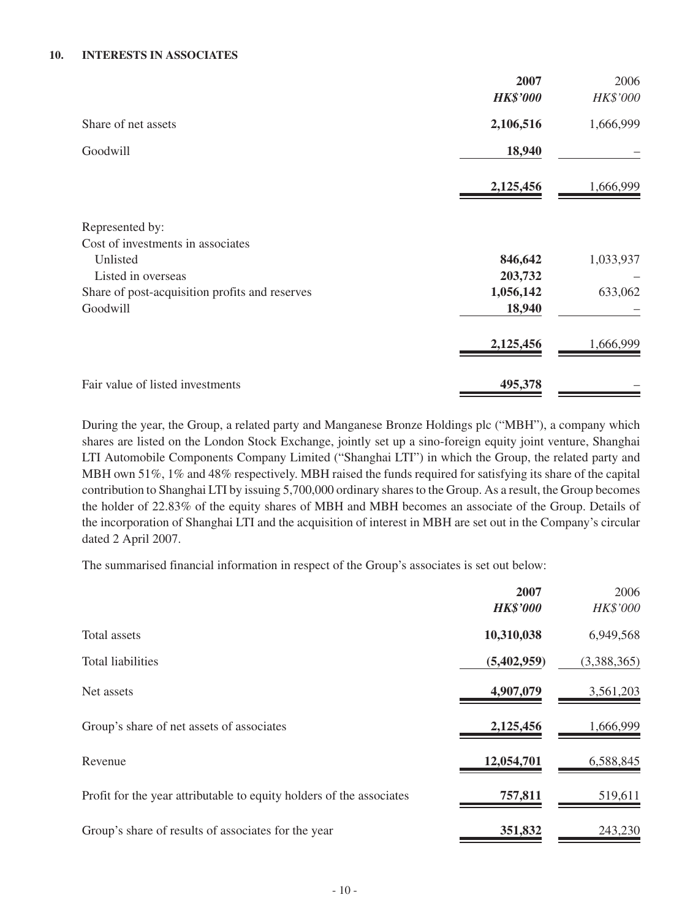## 10. INTERESTS IN ASSOCIATES

| | 2007<br>HK$'000 | 2006<br>HK$'000 |
|---|---|---|
| Share of net assets | 2,106,516 | 1,666,999 |
| Goodwill | 18,940 | – |
| | 2,125,456 | 1,666,999 |
| Represented by: | | |
| Cost of investments in associates | | |
| Unlisted | 846,642 | 1,033,937 |
| Listed in overseas | 203,732 | – |
| Share of post-acquisition profits and reserves | 1,056,142 | 633,062 |
| Goodwill | 18,940 | – |
| | 2,125,456 | 1,666,999 |
| Fair value of listed investments | 495,378 | – |

During the year, the Group, a related party and Manganese Bronze Holdings plc ("MBH"), a company which shares are listed on the London Stock Exchange, jointly set up a sino-foreign equity joint venture, Shanghai LTI Automobile Components Company Limited ("Shanghai LTI") in which the Group, the related party and MBH own 51%, 1% and 48% respectively. MBH raised the funds required for satisfying its share of the capital contribution to Shanghai LTI by issuing 5,700,000 ordinary shares to the Group. As a result, the Group becomes the holder of 22.83% of the equity shares of MBH and MBH becomes an associate of the Group. Details of the incorporation of Shanghai LTI and the acquisition of interest in MBH are set out in the Company's circular dated 2 April 2007.

The summarised financial information in respect of the Group's associates is set out below:

| | 2007<br>HK$'000 | 2006<br>HK$'000 |
|---|---|---|
| Total assets | 10,310,038 | 6,949,568 |
| Total liabilities | (5,402,959) | (3,388,365) |
| Net assets | 4,907,079 | 3,561,203 |
| Group's share of net assets of associates | 2,125,456 | 1,666,999 |
| Revenue | 12,054,701 | 6,588,845 |
| Profit for the year attributable to equity holders of the associates | 757,811 | 519,611 |
| Group's share of results of associates for the year | 351,832 | 243,230 |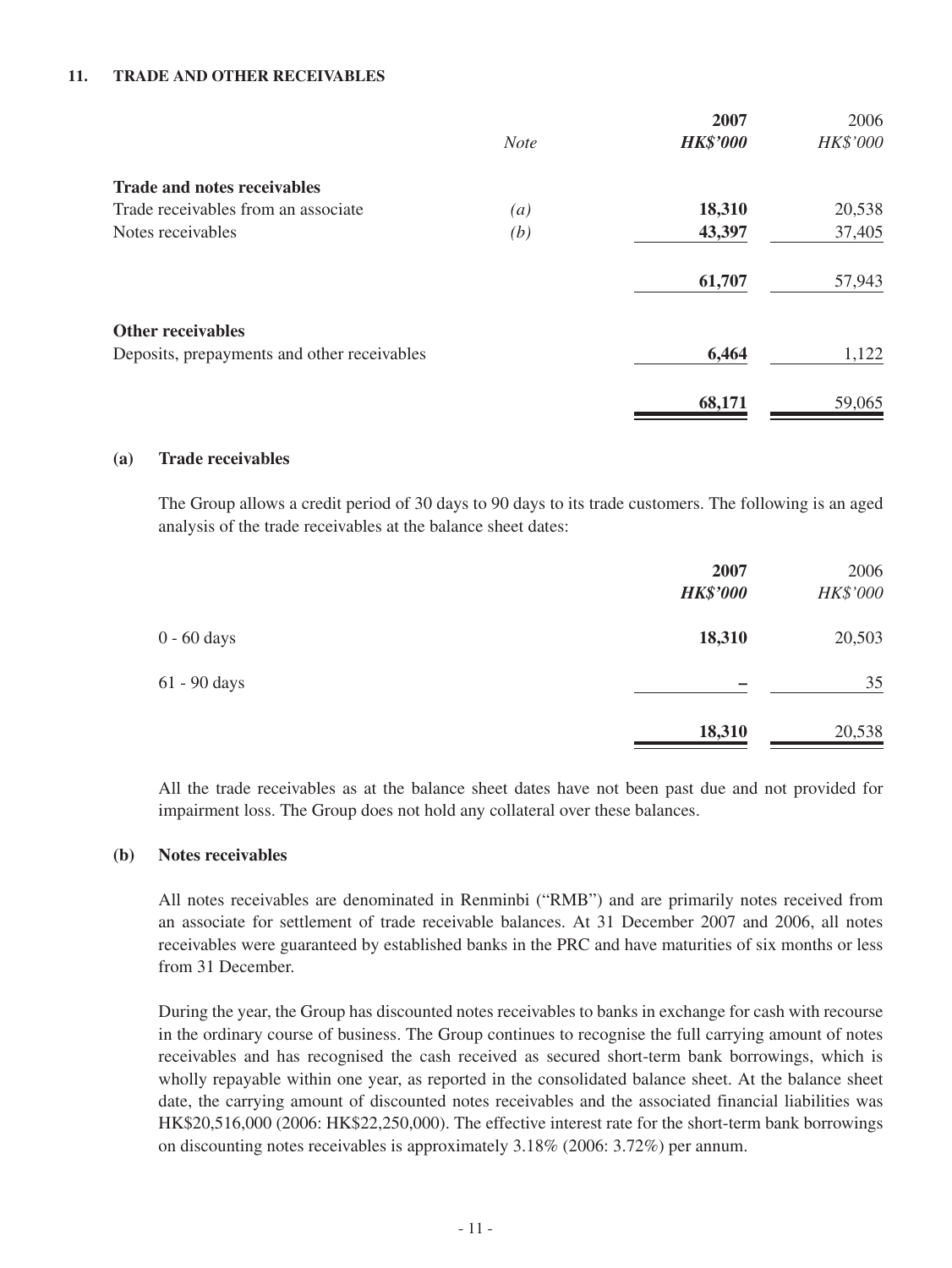## 11. TRADE AND OTHER RECEIVABLES

| | *Note* | **2007** *HK$'000* | 2006 *HK$'000* |
|---|---|---|---|
| **Trade and notes receivables** | | | |
| Trade receivables from an associate | *(a)* | **18,310** | 20,538 |
| Notes receivables | *(b)* | **43,397** | 37,405 |
| | | **61,707** | 57,943 |
| **Other receivables** | | | |
| Deposits, prepayments and other receivables | | **6,464** | 1,122 |
| | | **68,171** | 59,065 |

### (a) Trade receivables

The Group allows a credit period of 30 days to 90 days to its trade customers. The following is an aged analysis of the trade receivables at the balance sheet dates:

| | **2007** *HK$'000* | 2006 *HK$'000* |
|---|---|---|
| 0 - 60 days | **18,310** | 20,503 |
| 61 - 90 days | **–** | 35 |
| | **18,310** | 20,538 |

All the trade receivables as at the balance sheet dates have not been past due and not provided for impairment loss. The Group does not hold any collateral over these balances.

### (b) Notes receivables

All notes receivables are denominated in Renminbi ("RMB") and are primarily notes received from an associate for settlement of trade receivable balances. At 31 December 2007 and 2006, all notes receivables were guaranteed by established banks in the PRC and have maturities of six months or less from 31 December.

During the year, the Group has discounted notes receivables to banks in exchange for cash with recourse in the ordinary course of business. The Group continues to recognise the full carrying amount of notes receivables and has recognised the cash received as secured short-term bank borrowings, which is wholly repayable within one year, as reported in the consolidated balance sheet. At the balance sheet date, the carrying amount of discounted notes receivables and the associated financial liabilities was HK$20,516,000 (2006: HK$22,250,000). The effective interest rate for the short-term bank borrowings on discounting notes receivables is approximately 3.18% (2006: 3.72%) per annum.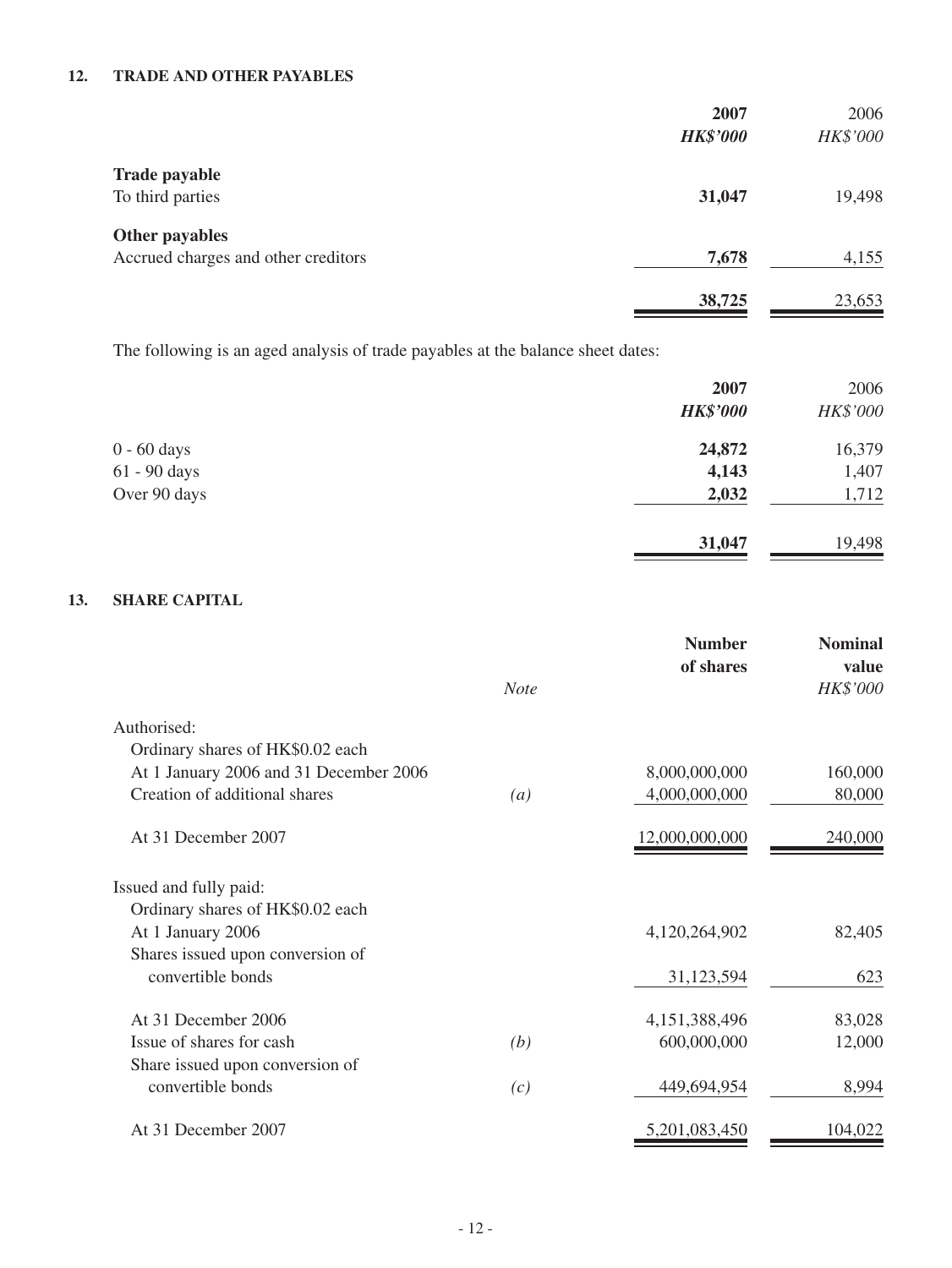## 12. TRADE AND OTHER PAYABLES

| | 2007 | 2006 |
|---|---|---|
| | ***HK$'000*** | *HK$'000* |
| **Trade payable** | | |
| To third parties | **31,047** | 19,498 |
| **Other payables** | | |
| Accrued charges and other creditors | **7,678** | 4,155 |
| | **38,725** | 23,653 |

The following is an aged analysis of trade payables at the balance sheet dates:

| | 2007 | 2006 |
|---|---|---|
| | ***HK$'000*** | *HK$'000* |
| 0 - 60 days | **24,872** | 16,379 |
| 61 - 90 days | **4,143** | 1,407 |
| Over 90 days | **2,032** | 1,712 |
| | **31,047** | 19,498 |

## 13. SHARE CAPITAL

| | *Note* | **Number of shares** | **Nominal value** |
|---|---|---|---|
| | | | *HK$'000* |
| Authorised: | | | |
| Ordinary shares of HK$0.02 each | | | |
| At 1 January 2006 and 31 December 2006 | | 8,000,000,000 | 160,000 |
| Creation of additional shares | *(a)* | 4,000,000,000 | 80,000 |
| At 31 December 2007 | | 12,000,000,000 | 240,000 |
| Issued and fully paid: | | | |
| Ordinary shares of HK$0.02 each | | | |
| At 1 January 2006 | | 4,120,264,902 | 82,405 |
| Shares issued upon conversion of convertible bonds | | 31,123,594 | 623 |
| At 31 December 2006 | | 4,151,388,496 | 83,028 |
| Issue of shares for cash | *(b)* | 600,000,000 | 12,000 |
| Share issued upon conversion of convertible bonds | *(c)* | 449,694,954 | 8,994 |
| At 31 December 2007 | | 5,201,083,450 | 104,022 |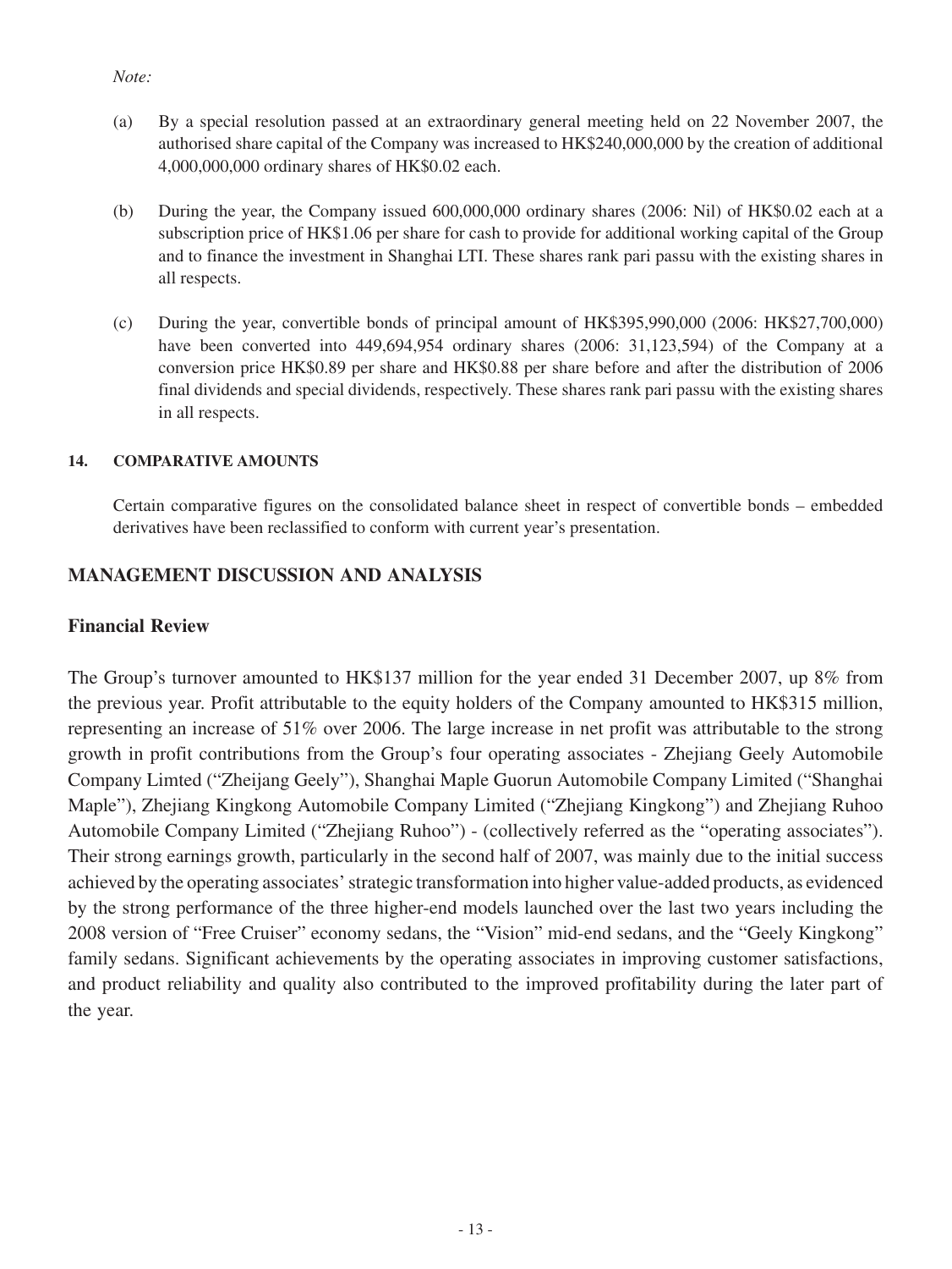*Note:*

(a) By a special resolution passed at an extraordinary general meeting held on 22 November 2007, the authorised share capital of the Company was increased to HK$240,000,000 by the creation of additional 4,000,000,000 ordinary shares of HK$0.02 each.

(b) During the year, the Company issued 600,000,000 ordinary shares (2006: Nil) of HK$0.02 each at a subscription price of HK$1.06 per share for cash to provide for additional working capital of the Group and to finance the investment in Shanghai LTI. These shares rank pari passu with the existing shares in all respects.

(c) During the year, convertible bonds of principal amount of HK$395,990,000 (2006: HK$27,700,000) have been converted into 449,694,954 ordinary shares (2006: 31,123,594) of the Company at a conversion price HK$0.89 per share and HK$0.88 per share before and after the distribution of 2006 final dividends and special dividends, respectively. These shares rank pari passu with the existing shares in all respects.

**14. COMPARATIVE AMOUNTS**

Certain comparative figures on the consolidated balance sheet in respect of convertible bonds – embedded derivatives have been reclassified to conform with current year's presentation.

## MANAGEMENT DISCUSSION AND ANALYSIS

### Financial Review

The Group's turnover amounted to HK$137 million for the year ended 31 December 2007, up 8% from the previous year. Profit attributable to the equity holders of the Company amounted to HK$315 million, representing an increase of 51% over 2006. The large increase in net profit was attributable to the strong growth in profit contributions from the Group's four operating associates - Zhejiang Geely Automobile Company Limted ("Zheijang Geely"), Shanghai Maple Guorun Automobile Company Limited ("Shanghai Maple"), Zhejiang Kingkong Automobile Company Limited ("Zhejiang Kingkong") and Zhejiang Ruhoo Automobile Company Limited ("Zhejiang Ruhoo") - (collectively referred as the "operating associates"). Their strong earnings growth, particularly in the second half of 2007, was mainly due to the initial success achieved by the operating associates' strategic transformation into higher value-added products, as evidenced by the strong performance of the three higher-end models launched over the last two years including the 2008 version of "Free Cruiser" economy sedans, the "Vision" mid-end sedans, and the "Geely Kingkong" family sedans. Significant achievements by the operating associates in improving customer satisfactions, and product reliability and quality also contributed to the improved profitability during the later part of the year.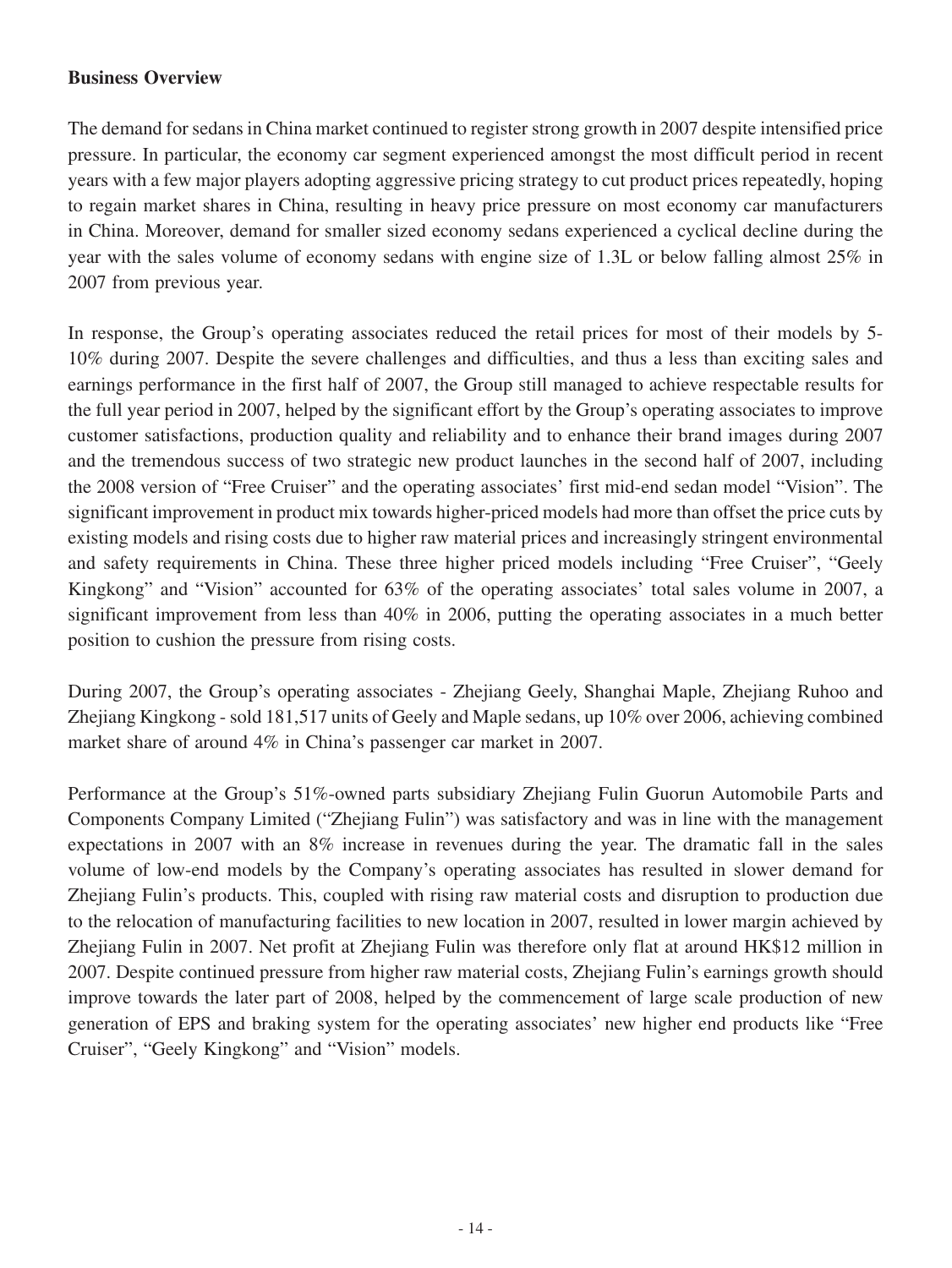**Business Overview**

The demand for sedans in China market continued to register strong growth in 2007 despite intensified price pressure. In particular, the economy car segment experienced amongst the most difficult period in recent years with a few major players adopting aggressive pricing strategy to cut product prices repeatedly, hoping to regain market shares in China, resulting in heavy price pressure on most economy car manufacturers in China. Moreover, demand for smaller sized economy sedans experienced a cyclical decline during the year with the sales volume of economy sedans with engine size of 1.3L or below falling almost 25% in 2007 from previous year.

In response, the Group's operating associates reduced the retail prices for most of their models by 5-10% during 2007. Despite the severe challenges and difficulties, and thus a less than exciting sales and earnings performance in the first half of 2007, the Group still managed to achieve respectable results for the full year period in 2007, helped by the significant effort by the Group's operating associates to improve customer satisfactions, production quality and reliability and to enhance their brand images during 2007 and the tremendous success of two strategic new product launches in the second half of 2007, including the 2008 version of "Free Cruiser" and the operating associates' first mid-end sedan model "Vision". The significant improvement in product mix towards higher-priced models had more than offset the price cuts by existing models and rising costs due to higher raw material prices and increasingly stringent environmental and safety requirements in China. These three higher priced models including "Free Cruiser", "Geely Kingkong" and "Vision" accounted for 63% of the operating associates' total sales volume in 2007, a significant improvement from less than 40% in 2006, putting the operating associates in a much better position to cushion the pressure from rising costs.

During 2007, the Group's operating associates - Zhejiang Geely, Shanghai Maple, Zhejiang Ruhoo and Zhejiang Kingkong - sold 181,517 units of Geely and Maple sedans, up 10% over 2006, achieving combined market share of around 4% in China's passenger car market in 2007.

Performance at the Group's 51%-owned parts subsidiary Zhejiang Fulin Guorun Automobile Parts and Components Company Limited ("Zhejiang Fulin") was satisfactory and was in line with the management expectations in 2007 with an 8% increase in revenues during the year. The dramatic fall in the sales volume of low-end models by the Company's operating associates has resulted in slower demand for Zhejiang Fulin's products. This, coupled with rising raw material costs and disruption to production due to the relocation of manufacturing facilities to new location in 2007, resulted in lower margin achieved by Zhejiang Fulin in 2007. Net profit at Zhejiang Fulin was therefore only flat at around HK$12 million in 2007. Despite continued pressure from higher raw material costs, Zhejiang Fulin's earnings growth should improve towards the later part of 2008, helped by the commencement of large scale production of new generation of EPS and braking system for the operating associates' new higher end products like "Free Cruiser", "Geely Kingkong" and "Vision" models.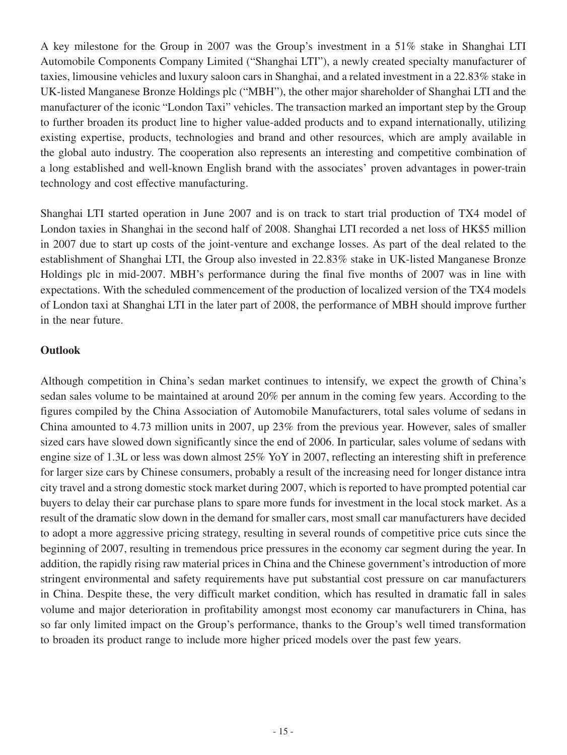A key milestone for the Group in 2007 was the Group's investment in a 51% stake in Shanghai LTI Automobile Components Company Limited ("Shanghai LTI"), a newly created specialty manufacturer of taxies, limousine vehicles and luxury saloon cars in Shanghai, and a related investment in a 22.83% stake in UK-listed Manganese Bronze Holdings plc ("MBH"), the other major shareholder of Shanghai LTI and the manufacturer of the iconic "London Taxi" vehicles. The transaction marked an important step by the Group to further broaden its product line to higher value-added products and to expand internationally, utilizing existing expertise, products, technologies and brand and other resources, which are amply available in the global auto industry. The cooperation also represents an interesting and competitive combination of a long established and well-known English brand with the associates' proven advantages in power-train technology and cost effective manufacturing.

Shanghai LTI started operation in June 2007 and is on track to start trial production of TX4 model of London taxies in Shanghai in the second half of 2008. Shanghai LTI recorded a net loss of HK$5 million in 2007 due to start up costs of the joint-venture and exchange losses. As part of the deal related to the establishment of Shanghai LTI, the Group also invested in 22.83% stake in UK-listed Manganese Bronze Holdings plc in mid-2007. MBH's performance during the final five months of 2007 was in line with expectations. With the scheduled commencement of the production of localized version of the TX4 models of London taxi at Shanghai LTI in the later part of 2008, the performance of MBH should improve further in the near future.

**Outlook**

Although competition in China's sedan market continues to intensify, we expect the growth of China's sedan sales volume to be maintained at around 20% per annum in the coming few years. According to the figures compiled by the China Association of Automobile Manufacturers, total sales volume of sedans in China amounted to 4.73 million units in 2007, up 23% from the previous year. However, sales of smaller sized cars have slowed down significantly since the end of 2006. In particular, sales volume of sedans with engine size of 1.3L or less was down almost 25% YoY in 2007, reflecting an interesting shift in preference for larger size cars by Chinese consumers, probably a result of the increasing need for longer distance intra city travel and a strong domestic stock market during 2007, which is reported to have prompted potential car buyers to delay their car purchase plans to spare more funds for investment in the local stock market. As a result of the dramatic slow down in the demand for smaller cars, most small car manufacturers have decided to adopt a more aggressive pricing strategy, resulting in several rounds of competitive price cuts since the beginning of 2007, resulting in tremendous price pressures in the economy car segment during the year. In addition, the rapidly rising raw material prices in China and the Chinese government's introduction of more stringent environmental and safety requirements have put substantial cost pressure on car manufacturers in China. Despite these, the very difficult market condition, which has resulted in dramatic fall in sales volume and major deterioration in profitability amongst most economy car manufacturers in China, has so far only limited impact on the Group's performance, thanks to the Group's well timed transformation to broaden its product range to include more higher priced models over the past few years.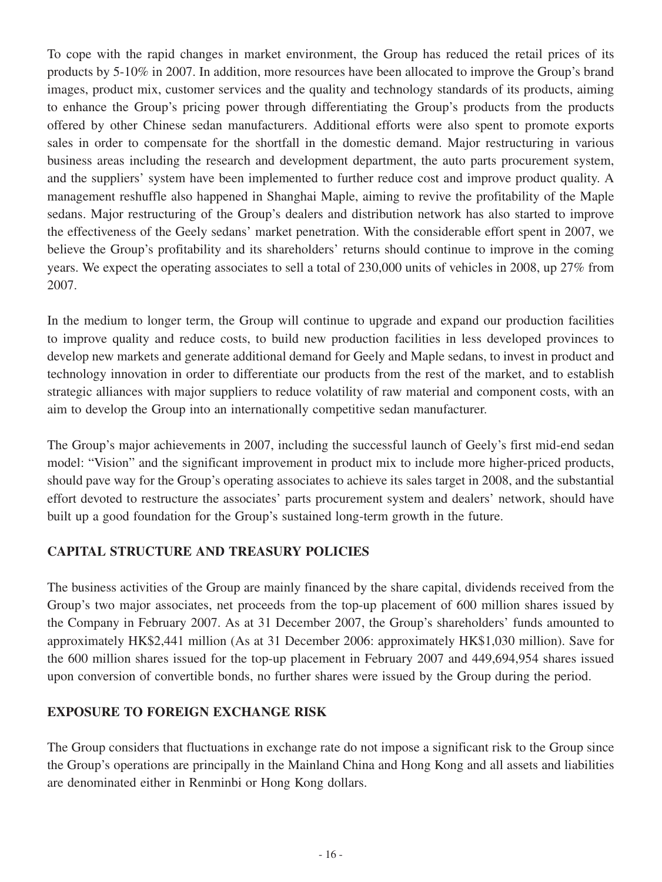To cope with the rapid changes in market environment, the Group has reduced the retail prices of its products by 5-10% in 2007. In addition, more resources have been allocated to improve the Group's brand images, product mix, customer services and the quality and technology standards of its products, aiming to enhance the Group's pricing power through differentiating the Group's products from the products offered by other Chinese sedan manufacturers. Additional efforts were also spent to promote exports sales in order to compensate for the shortfall in the domestic demand. Major restructuring in various business areas including the research and development department, the auto parts procurement system, and the suppliers' system have been implemented to further reduce cost and improve product quality. A management reshuffle also happened in Shanghai Maple, aiming to revive the profitability of the Maple sedans. Major restructuring of the Group's dealers and distribution network has also started to improve the effectiveness of the Geely sedans' market penetration. With the considerable effort spent in 2007, we believe the Group's profitability and its shareholders' returns should continue to improve in the coming years. We expect the operating associates to sell a total of 230,000 units of vehicles in 2008, up 27% from 2007.

In the medium to longer term, the Group will continue to upgrade and expand our production facilities to improve quality and reduce costs, to build new production facilities in less developed provinces to develop new markets and generate additional demand for Geely and Maple sedans, to invest in product and technology innovation in order to differentiate our products from the rest of the market, and to establish strategic alliances with major suppliers to reduce volatility of raw material and component costs, with an aim to develop the Group into an internationally competitive sedan manufacturer.

The Group's major achievements in 2007, including the successful launch of Geely's first mid-end sedan model: "Vision" and the significant improvement in product mix to include more higher-priced products, should pave way for the Group's operating associates to achieve its sales target in 2008, and the substantial effort devoted to restructure the associates' parts procurement system and dealers' network, should have built up a good foundation for the Group's sustained long-term growth in the future.

## CAPITAL STRUCTURE AND TREASURY POLICIES

The business activities of the Group are mainly financed by the share capital, dividends received from the Group's two major associates, net proceeds from the top-up placement of 600 million shares issued by the Company in February 2007. As at 31 December 2007, the Group's shareholders' funds amounted to approximately HK$2,441 million (As at 31 December 2006: approximately HK$1,030 million). Save for the 600 million shares issued for the top-up placement in February 2007 and 449,694,954 shares issued upon conversion of convertible bonds, no further shares were issued by the Group during the period.

## EXPOSURE TO FOREIGN EXCHANGE RISK

The Group considers that fluctuations in exchange rate do not impose a significant risk to the Group since the Group's operations are principally in the Mainland China and Hong Kong and all assets and liabilities are denominated either in Renminbi or Hong Kong dollars.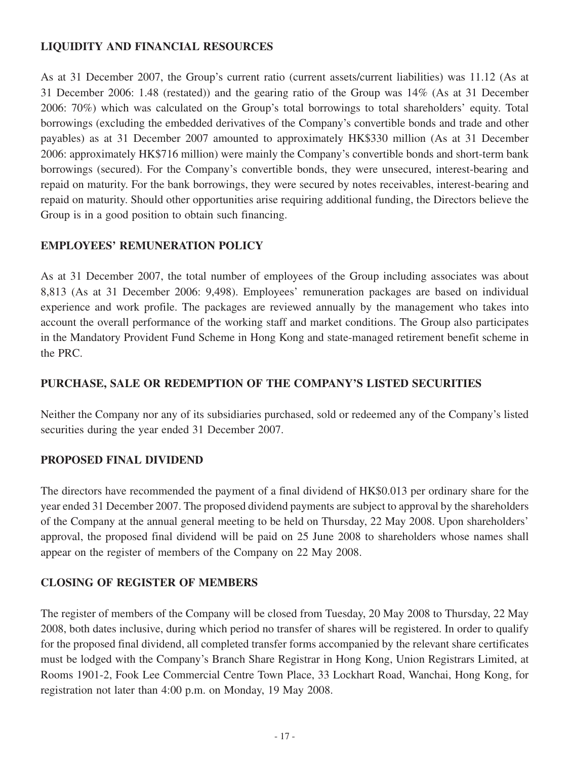## LIQUIDITY AND FINANCIAL RESOURCES

As at 31 December 2007, the Group's current ratio (current assets/current liabilities) was 11.12 (As at 31 December 2006: 1.48 (restated)) and the gearing ratio of the Group was 14% (As at 31 December 2006: 70%) which was calculated on the Group's total borrowings to total shareholders' equity. Total borrowings (excluding the embedded derivatives of the Company's convertible bonds and trade and other payables) as at 31 December 2007 amounted to approximately HK$330 million (As at 31 December 2006: approximately HK$716 million) were mainly the Company's convertible bonds and short-term bank borrowings (secured). For the Company's convertible bonds, they were unsecured, interest-bearing and repaid on maturity. For the bank borrowings, they were secured by notes receivables, interest-bearing and repaid on maturity. Should other opportunities arise requiring additional funding, the Directors believe the Group is in a good position to obtain such financing.

## EMPLOYEES' REMUNERATION POLICY

As at 31 December 2007, the total number of employees of the Group including associates was about 8,813 (As at 31 December 2006: 9,498). Employees' remuneration packages are based on individual experience and work profile. The packages are reviewed annually by the management who takes into account the overall performance of the working staff and market conditions. The Group also participates in the Mandatory Provident Fund Scheme in Hong Kong and state-managed retirement benefit scheme in the PRC.

## PURCHASE, SALE OR REDEMPTION OF THE COMPANY'S LISTED SECURITIES

Neither the Company nor any of its subsidiaries purchased, sold or redeemed any of the Company's listed securities during the year ended 31 December 2007.

## PROPOSED FINAL DIVIDEND

The directors have recommended the payment of a final dividend of HK$0.013 per ordinary share for the year ended 31 December 2007. The proposed dividend payments are subject to approval by the shareholders of the Company at the annual general meeting to be held on Thursday, 22 May 2008. Upon shareholders' approval, the proposed final dividend will be paid on 25 June 2008 to shareholders whose names shall appear on the register of members of the Company on 22 May 2008.

## CLOSING OF REGISTER OF MEMBERS

The register of members of the Company will be closed from Tuesday, 20 May 2008 to Thursday, 22 May 2008, both dates inclusive, during which period no transfer of shares will be registered. In order to qualify for the proposed final dividend, all completed transfer forms accompanied by the relevant share certificates must be lodged with the Company's Branch Share Registrar in Hong Kong, Union Registrars Limited, at Rooms 1901-2, Fook Lee Commercial Centre Town Place, 33 Lockhart Road, Wanchai, Hong Kong, for registration not later than 4:00 p.m. on Monday, 19 May 2008.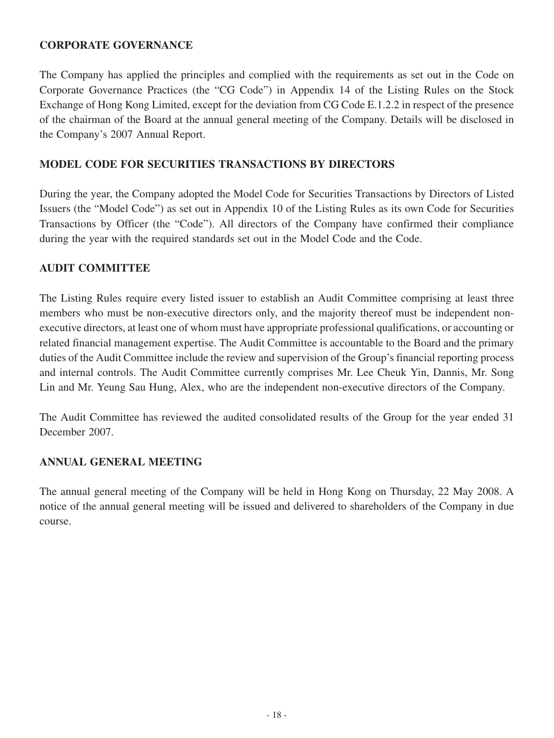## CORPORATE GOVERNANCE

The Company has applied the principles and complied with the requirements as set out in the Code on Corporate Governance Practices (the "CG Code") in Appendix 14 of the Listing Rules on the Stock Exchange of Hong Kong Limited, except for the deviation from CG Code E.1.2.2 in respect of the presence of the chairman of the Board at the annual general meeting of the Company. Details will be disclosed in the Company's 2007 Annual Report.

## MODEL CODE FOR SECURITIES TRANSACTIONS BY DIRECTORS

During the year, the Company adopted the Model Code for Securities Transactions by Directors of Listed Issuers (the "Model Code") as set out in Appendix 10 of the Listing Rules as its own Code for Securities Transactions by Officer (the "Code"). All directors of the Company have confirmed their compliance during the year with the required standards set out in the Model Code and the Code.

## AUDIT COMMITTEE

The Listing Rules require every listed issuer to establish an Audit Committee comprising at least three members who must be non-executive directors only, and the majority thereof must be independent non-executive directors, at least one of whom must have appropriate professional qualifications, or accounting or related financial management expertise. The Audit Committee is accountable to the Board and the primary duties of the Audit Committee include the review and supervision of the Group's financial reporting process and internal controls. The Audit Committee currently comprises Mr. Lee Cheuk Yin, Dannis, Mr. Song Lin and Mr. Yeung Sau Hung, Alex, who are the independent non-executive directors of the Company.

The Audit Committee has reviewed the audited consolidated results of the Group for the year ended 31 December 2007.

## ANNUAL GENERAL MEETING

The annual general meeting of the Company will be held in Hong Kong on Thursday, 22 May 2008. A notice of the annual general meeting will be issued and delivered to shareholders of the Company in due course.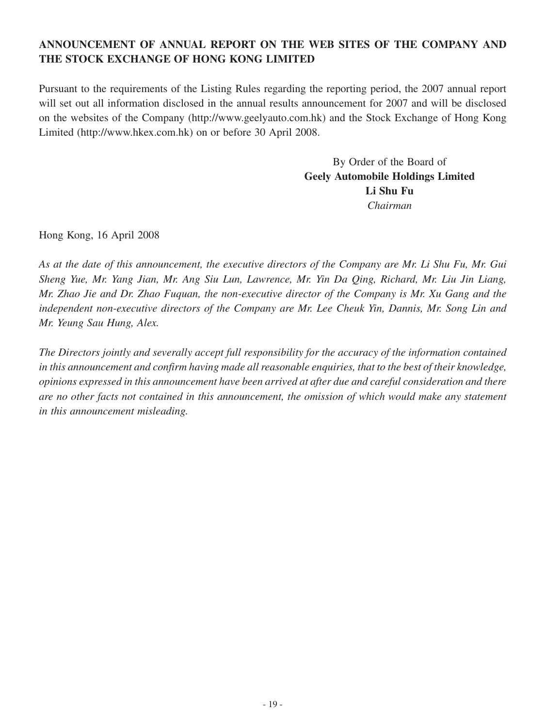**ANNOUNCEMENT OF ANNUAL REPORT ON THE WEB SITES OF THE COMPANY AND THE STOCK EXCHANGE OF HONG KONG LIMITED**

Pursuant to the requirements of the Listing Rules regarding the reporting period, the 2007 annual report will set out all information disclosed in the annual results announcement for 2007 and will be disclosed on the websites of the Company (http://www.geelyauto.com.hk) and the Stock Exchange of Hong Kong Limited (http://www.hkex.com.hk) on or before 30 April 2008.

By Order of the Board of
**Geely Automobile Holdings Limited**
**Li Shu Fu**
*Chairman*

Hong Kong, 16 April 2008

*As at the date of this announcement, the executive directors of the Company are Mr. Li Shu Fu, Mr. Gui Sheng Yue, Mr. Yang Jian, Mr. Ang Siu Lun, Lawrence, Mr. Yin Da Qing, Richard, Mr. Liu Jin Liang, Mr. Zhao Jie and Dr. Zhao Fuquan, the non-executive director of the Company is Mr. Xu Gang and the independent non-executive directors of the Company are Mr. Lee Cheuk Yin, Dannis, Mr. Song Lin and Mr. Yeung Sau Hung, Alex.*

*The Directors jointly and severally accept full responsibility for the accuracy of the information contained in this announcement and confirm having made all reasonable enquiries, that to the best of their knowledge, opinions expressed in this announcement have been arrived at after due and careful consideration and there are no other facts not contained in this announcement, the omission of which would make any statement in this announcement misleading.*